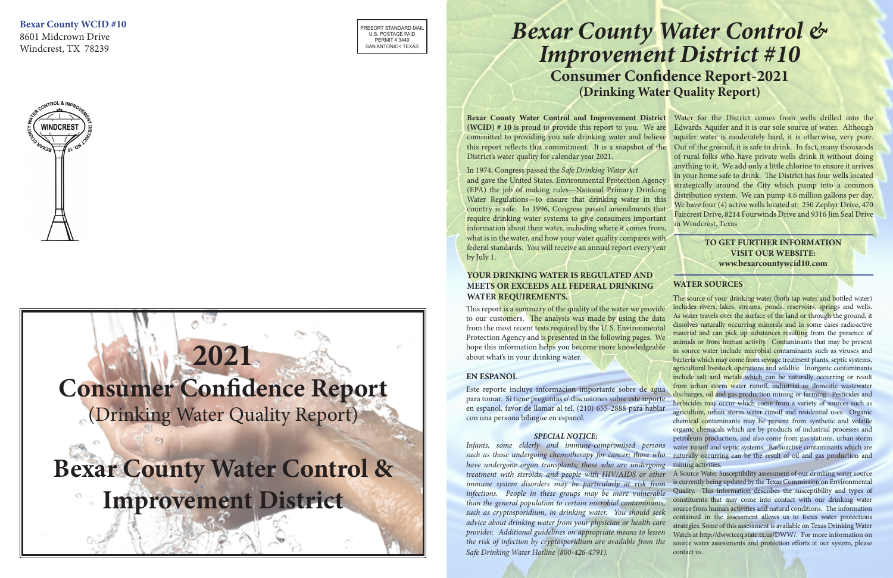**Bexar County WCID #10**
8601 Midcrown Drive
Windcrest, TX 78239

PRESORT STANDARD MAIL
U.S. POSTAGE PAID
PERMIT # 3449
SAN ANTONIO< TEXAS

# 2021 Consumer Confidence Report
(Drinking Water Quality Report)

# Bexar County Water Control & Improvement District

# Bexar County Water Control & Improvement District #10

## Consumer Confidence Report-2021
## (Drinking Water Quality Report)

**Bexar County Water Control and Improvement District (WCID) # 10** is proud to provide this report to you. We are committed to providing you safe drinking water and believe this report reflects that commitment. It is a snapshot of the District's water quality for calendar year 2021.

In 1974, Congress passed the *Safe Drinking Water Act* and gave the United States. Environmental Protection Agency (EPA) the job of making rules—National Primary Drinking Water Regulations—to ensure that drinking water in this country is safe. In 1996, Congress passed amendments that require drinking water systems to give consumers important information about their water, including where it comes from, what is in the water, and how your water quality compares with federal standards. You will receive an annual report every year by July 1.

### YOUR DRINKING WATER IS REGULATED AND MEETS OR EXCEEDS ALL FEDERAL DRINKING WATER REQUIREMENTS.

This report is a summary of the quality of the water we provide to our customers. The analysis was made by using the data from the most recent tests required by the U. S. Environmental Protection Agency and is presented in the following pages. We hope this information helps you become more knowledgeable about what's in your drinking water.

### EN ESPANOL

Este reporte incluye informacion importante sobre de agua para tomar. Si tiene preguntas o' discusiones sobre este reporte en espanol, favor de llamar al tel. (210) 655-2888 para hablar con una persona bilingue en espanol.

***SPECIAL NOTICE:***

*Infants, some elderly and immune-compromised persons such as those undergoing chemotherapy for cancer; those who have undergone organ transplants; those who are undergoing treatment with steroids; and people with HIV/AIDS or other immune system disorders may be particularly at risk from infections. People in these groups may be more vulnerable than the general population to certain microbial contaminants, such as cryptosporidium, in drinking water. You should seek advice about drinking water from your physician or health care provider. Additional guidelines on appropriate means to lessen the risk of infection by cryptosporidium are available from the Safe Drinking Water Hotline (800-426-4791).*

Water for the District comes from wells drilled into the Edwards Aquifer and it is our sole source of water. Although aquifer water is moderately hard, it is otherwise, very pure. Out of the ground, it is safe to drink. In fact, many thousands of rural folks who have private wells drink it without doing anything to it. We add only a little chlorine to ensure it arrives in your home safe to drink. The District has four wells located strategically around the City which pump into a common distribution system. We can pump 4.6 million gallons per day. We have four (4) active wells located at: 250 Zephyr Drive, 470 Faircrest Drive, 8214 Fourwinds Drive and 9316 Jim Seal Drive in Windcrest, Texas

**TO GET FURTHER INFORMATION**
**VISIT OUR WEBSITE:**
**www.bexarcountywcid10.com**

### WATER SOURCES

The source of your drinking water (both tap water and bottled water) includes rivers, lakes, streams, ponds, reservoirs, springs and wells. As water travels over the surface of the land or through the ground, it dissolves naturally occurring minerals and in some cases radioactive material and can pick up substances resulting from the presence of animals or from human activity. Contaminants that may be present in source water include microbial contaminants such as viruses and bacteria which may come from sewage treatment plants, septic systems, agricultural livestock operations and wildlife. Inorganic contaminants include salt and metals which can be naturally occurring or result from urban storm water runoff, industrial or domestic wastewater discharges, oil and gas production mining or farming. Pesticides and herbicides may occur which come from a variety of sources such as agriculture, urban storm water runoff and residential uses. Organic chemical contaminants may be present from synthetic and volatile organic chemicals which are by-products of industrial processes and petroleum production, and also come from gas stations, urban storm water runoff and septic systems. Radioactive contaminants which are naturally occurring can be the result of oil and gas production and mining activities.

A Source Water Susceptibility assessment of our drinking water source is currently being updated by the Texas Commission on Environmental Quality. This information describes the susceptibility and types of constituents that may come into contact with our drinking water source from human activities and natural conditions. The information contained in the assessment allows us to focus water protections strategies. Some of this assessment is available on Texas Drinking Water Watch at http://dww.tceq.state.tx.us/DWW/. For more information on source water assessments and protection efforts at our system, please contact us.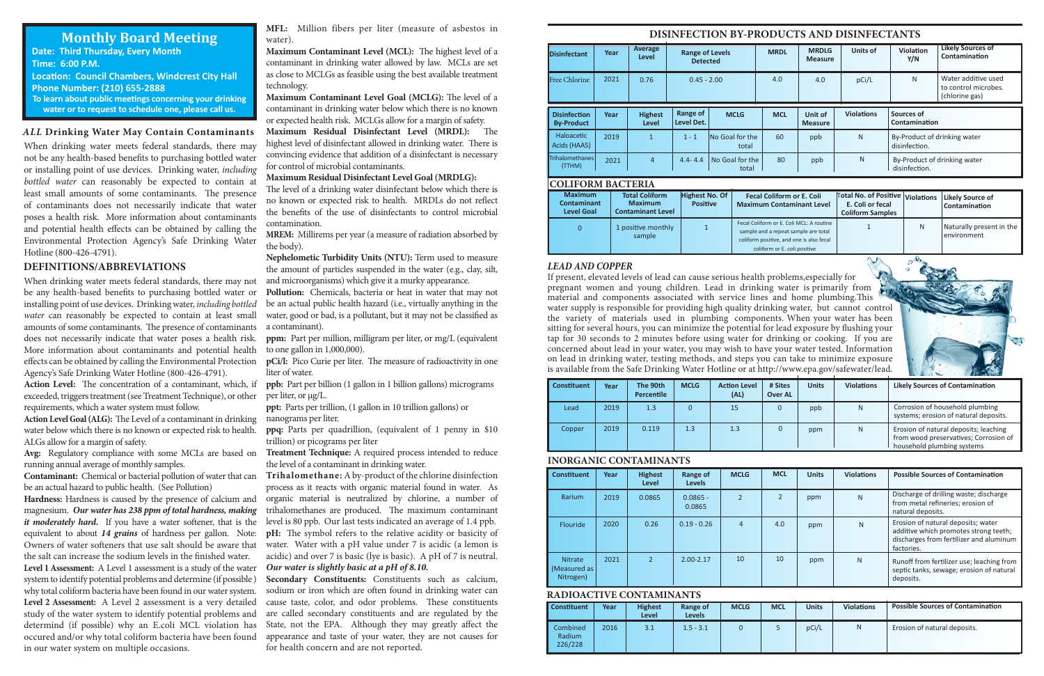## Monthly Board Meeting

**Date: Third Thursday, Every Month**
**Time: 6:00 P.M.**
**Location: Council Chambers, Windcrest City Hall**
**Phone Number: (210) 655-2888**
**To learn about public meetings concerning your drinking water or to request to schedule one, please call us.**

### *ALL* Drinking Water May Contain Contaminants

When drinking water meets federal standards, there may not be any health-based benefits to purchasing bottled water or installing point of use devices. Drinking water, *including bottled water* can reasonably be expected to contain at least small amounts of some contaminants. The presence of contaminants does not necessarily indicate that water poses a health risk. More information about contaminants and potential health effects can be obtained by calling the Environmental Protection Agency's Safe Drinking Water Hotline (800-426-4791).

### DEFINITIONS/ABBREVIATIONS

When drinking water meets federal standards, there may not be any health-based benefits to purchasing bottled water or installing point of use devices. Drinking water, *including bottled water* can reasonably be expected to contain at least small amounts of some contaminants. The presence of contaminants does not necessarily indicate that water poses a health risk. More information about contaminants and potential health effects can be obtained by calling the Environmental Protection Agency's Safe Drinking Water Hotline (800-426-4791).

**Action Level:** The concentration of a contaminant, which, if exceeded, triggers treatment (see Treatment Technique), or other requirements, which a water system must follow.

**Action Level Goal (ALG):** The Level of a contaminant in drinking water below which there is no known or expected risk to health. ALGs allow for a margin of safety.

**Avg:** Regulatory compliance with some MCLs are based on running annual average of monthly samples.

**Contaminant:** Chemical or bacterial pollution of water that can be an actual hazard to public health. (See Pollution)

**Hardness:** Hardness is caused by the presence of calcium and magnesium. ***Our water has 238 ppm of total hardness, making it moderately hard.*** If you have a water softener, that is the equivalent to about ***14 grains*** of hardness per gallon. Note: Owners of water softeners that use salt should be aware that the salt can increase the sodium levels in the finished water.

**Level 1 Assessment:** A Level 1 assessment is a study of the water system to identify potential problems and determine (if possible) why total coliform bacteria have been found in our water system.

**Level 2 Assessment:** A Level 2 assessment is a very detailed study of the water system to identify potential problems and determind (if possible) why an E.coli MCL violation has occured and/or why total coliform bacteria have been found in our water system on multiple occasions.

**MFL:** Million fibers per liter (measure of asbestos in water).

**Maximum Contaminant Level (MCL):** The highest level of a contaminant in drinking water allowed by law. MCLs are set as close to MCLGs as feasible using the best available treatment technology.

**Maximum Contaminant Level Goal (MCLG):** The level of a contaminant in drinking water below which there is no known or expected health risk. MCLGs allow for a margin of safety.

**Maximum Residual Disinfectant Level (MRDL):** The highest level of disinfectant allowed in drinking water. There is convincing evidence that addition of a disinfectant is necessary for control of microbial contaminants.

**Maximum Residual Disinfectant Level Goal (MRDLG):** The level of a drinking water disinfectant below which there is no known or expected risk to health. MRDLs do not reflect the benefits of the use of disinfectants to control microbial contamination.

**MREM:** Millirems per year (a measure of radiation absorbed by the body).

**Nephelometic Turbidity Units (NTU):** Term used to measure the amount of particles suspended in the water (e.g., clay, silt, and microorganisms) which give it a murky appearance.

**Pollution:** Chemicals, bacteria or heat in water that may not be an actual public health hazard (i.e., virtually anything in the water, good or bad, is a pollutant, but it may not be classified as a contaminant).

**ppm:** Part per million, milligram per liter, or mg/L (equivalent to one gallon in 1,000,000).

**pCi/l:** Pico Curie per liter. The measure of radioactivity in one liter of water.

**ppb:** Part per billion (1 gallon in 1 billion gallons) micrograms per liter, or µg/L.

**ppt:** Parts per trillion, (1 gallon in 10 trillion gallons) or nanograms per liter.

**ppq:** Parts per quadrillion, (equivalent of 1 penny in $10 trillion) or picograms per liter

**Treatment Technique:** A required process intended to reduce the level of a contaminant in drinking water.

**Trihalomethane:** A by-product of the chlorine disinfection process as it reacts with organic material found in water. As organic material is neutralized by chlorine, a number of trihalomethanes are produced. The maximum contaminant level is 80 ppb. Our last tests indicated an average of 1.4 ppb.

**pH:** The symbol refers to the relative acidity or basicity of water. Water with a pH value under 7 is acidic (a lemon is acidic) and over 7 is basic (lye is basic). A pH of 7 is neutral. ***Our water is slightly basic at a pH of 8.10.***

**Secondary Constituents:** Constituents such as calcium, sodium or iron which are often found in drinking water can cause taste, color, and odor problems. These constituents are called secondary constituents and are regulated by the State, not the EPA. Although they may greatly affect the appearance and taste of your water, they are not causes for health concern and are not reported.

## DISINFECTION BY-PRODUCTS AND DISINFECTANTS

| Disinfectant | Year | Average Level | Range of Levels Detected | MRDL | MRDLG Measure | Units of | Violation Y/N | Likely Sources of Contamination |
|---|---|---|---|---|---|---|---|---|
| Free Chlorine | 2021 | 0.76 | 0.45 - 2.00 | 4.0 | 4.0 | pCi/L | N | Water additive used to control microbes. (chlorine gas) |

| Disinfection By-Product | Year | Highest Level | Range of Level Det. | MCLG | MCL | Unit of Measure | Violations | Sources of Contamination |
|---|---|---|---|---|---|---|---|---|
| Haloacetic Acids (HAA5) | 2019 | 1 | 1 - 1 | No Goal for the total | 60 | ppb | N | By-Product of drinking water disinfection. |
| Trihalomethanes (TTHM) | 2021 | 4 | 4.4- 4.4 | No Goal for the total | 80 | ppb | N | By-Product of drinking water disinfection. |

### COLIFORM BACTERIA

| Maximum Contaminant Level Goal | Total Coliform Maximum Contaminant Level | Highest No. Of Positive | Fecal Coliform or E. Coli Maximum Contaminant Level | Total No. of Positive E. Coli or fecal Coliform Samples | Violations | Likely Source of Contamination |
|---|---|---|---|---|---|---|
| 0 | 1 positive monthly sample | 1 | Fecal Coliform or E. Coli MCL: A routine sample and a repeat sample are total coliform positive, and one is also fecal coliform or E. coli positive | 1 | N | Naturally present in the environment |

### LEAD AND COPPER

If present, elevated levels of lead can cause serious health problems,especially for pregnant women and young children. Lead in drinking water is primarily from material and components associated with service lines and home plumbing.This water supply is responsible for providing high quality drinking water, but cannot control the variety of materials used in plumbing components. When your water has been sitting for several hours, you can minimize the potential for lead exposure by flushing your tap for 30 seconds to 2 minutes before using water for drinking or cooking. If you are concerned about lead in your water, you may wish to have your water tested. Information on lead in drinking water, testing methods, and steps you can take to minimize exposure is available from the Safe Drinking Water Hotline or at http://www.epa.gov/safewater/lead.

| Constituent | Year | The 90th Percentile | MCLG | Action Level (AL) | # Sites Over AL | Units | Violations | Likely Sources of Contamination |
|---|---|---|---|---|---|---|---|---|
| Lead | 2019 | 1.3 | 0 | 15 | 0 | ppb | N | Corrosion of household plumbing systems; erosion of natural deposits. |
| Copper | 2019 | 0.119 | 1.3 | 1.3 | 0 | ppm | N | Erosion of natural deposits; leaching from wood preservatives; Corrosion of household plumbing systems |

### INORGANIC CONTAMINANTS

| Constituent | Year | Highest Level | Range of Levels | MCLG | MCL | Units | Violations | Possible Sources of Contamination |
|---|---|---|---|---|---|---|---|---|
| Barium | 2019 | 0.0865 | 0.0865 - 0.0865 | 2 | 2 | ppm | N | Discharge of drilling waste; discharge from metal refineries; erosion of natural deposits. |
| Flouride | 2020 | 0.26 | 0.19 - 0.26 | 4 | 4.0 | ppm | N | Erosion of natural deposits; water additive which promotes strong teeth; discharges from fertilizer and aluminum factories. |
| Nitrate (Measured as Nitrogen) | 2021 | 2 | 2.00-2.17 | 10 | 10 | ppm | N | Runoff from fertilizer use; leaching from septic tanks, sewage; erosion of natural deposits. |

### RADIOACTIVE CONTAMINANTS

| Constituent | Year | Highest Level | Range of Levels | MCLG | MCL | Units | Violations | Possible Sources of Contamination |
|---|---|---|---|---|---|---|---|---|
| Combined Radium 226/228 | 2016 | 3.1 | 1.5 - 3.1 | 0 | 5 | pCi/L | N | Erosion of natural deposits. |